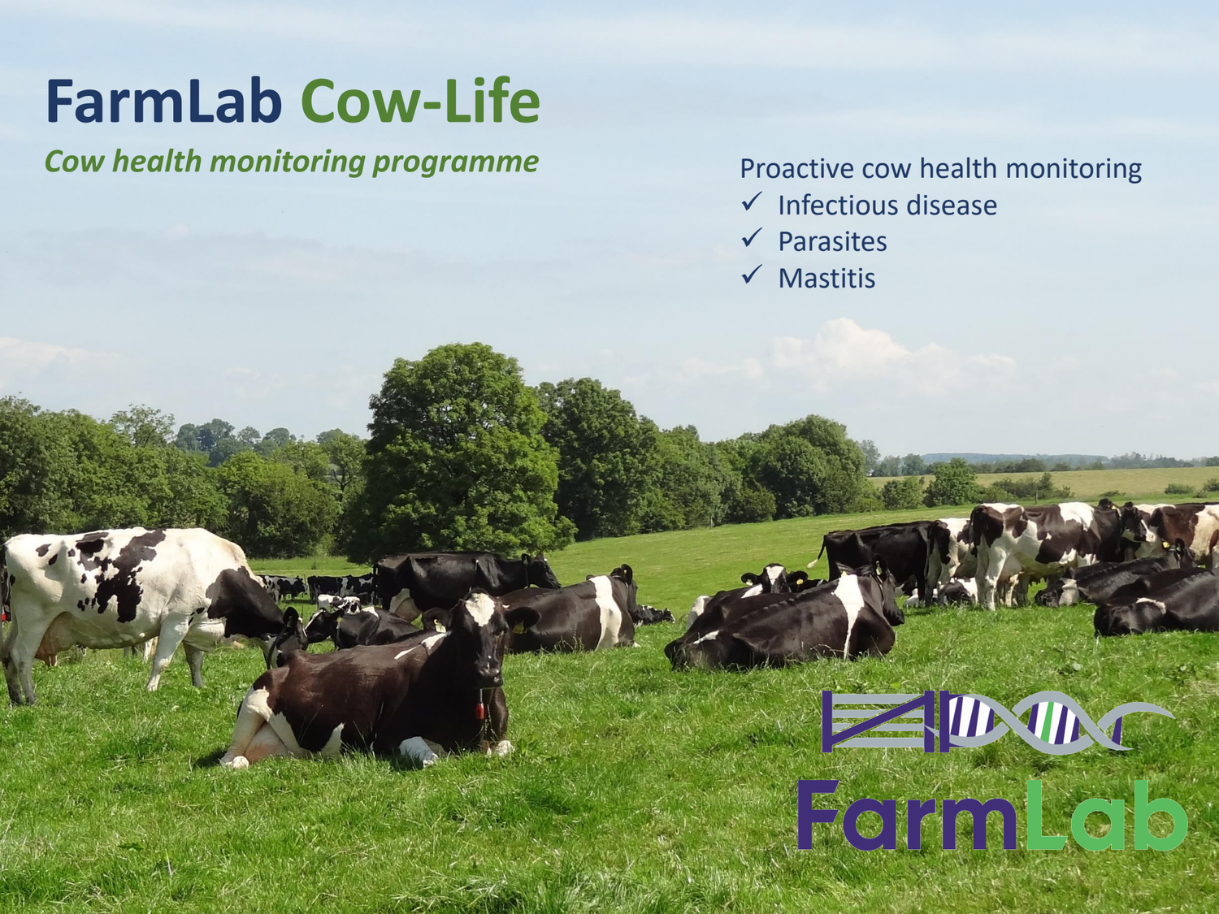# FarmLab Cow-Life

*Cow health monitoring programme*

Proactive cow health monitoring

- ✓ Infectious disease
- ✓ Parasites
- ✓ Mastitis

FarmLab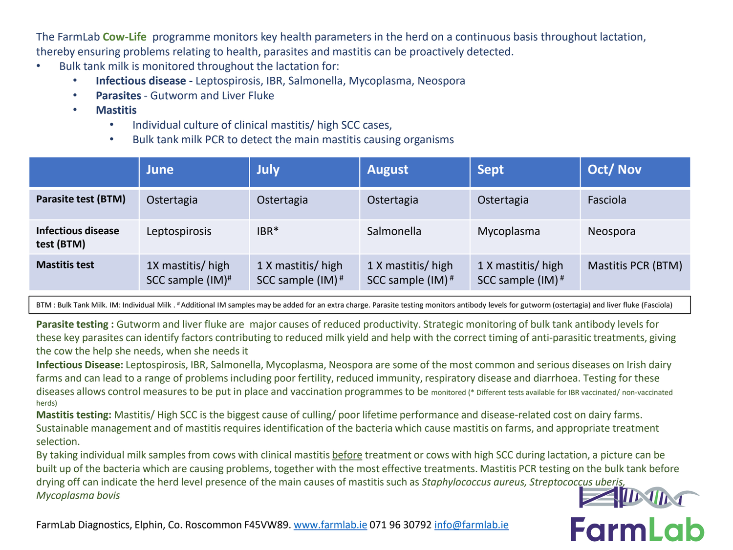The FarmLab **Cow-Life** programme monitors key health parameters in the herd on a continuous basis throughout lactation, thereby ensuring problems relating to health, parasites and mastitis can be proactively detected.

- Bulk tank milk is monitored throughout the lactation for:
  - **Infectious disease -** Leptospirosis, IBR, Salmonella, Mycoplasma, Neospora
  - **Parasites** - Gutworm and Liver Fluke
  - **Mastitis**
    - Individual culture of clinical mastitis/ high SCC cases,
    - Bulk tank milk PCR to detect the main mastitis causing organisms

| | June | July | August | Sept | Oct/ Nov |
|---|---|---|---|---|---|
| **Parasite test (BTM)** | Ostertagia | Ostertagia | Ostertagia | Ostertagia | Fasciola |
| **Infectious disease test (BTM)** | Leptospirosis | IBR* | Salmonella | Mycoplasma | Neospora |
| **Mastitis test** | 1X mastitis/ high SCC sample (IM)# | 1 X mastitis/ high SCC sample (IM) # | 1 X mastitis/ high SCC sample (IM) # | 1 X mastitis/ high SCC sample (IM) # | Mastitis PCR (BTM) |

BTM : Bulk Tank Milk. IM: Individual Milk . # Additional IM samples may be added for an extra charge. Parasite testing monitors antibody levels for gutworm (ostertagia) and liver fluke (Fasciola)

**Parasite testing :** Gutworm and liver fluke are major causes of reduced productivity. Strategic monitoring of bulk tank antibody levels for these key parasites can identify factors contributing to reduced milk yield and help with the correct timing of anti-parasitic treatments, giving the cow the help she needs, when she needs it

**Infectious Disease:** Leptospirosis, IBR, Salmonella, Mycoplasma, Neospora are some of the most common and serious diseases on Irish dairy farms and can lead to a range of problems including poor fertility, reduced immunity, respiratory disease and diarrhoea. Testing for these diseases allows control measures to be put in place and vaccination programmes to be monitored (* Different tests available for IBR vaccinated/ non-vaccinated herds)

**Mastitis testing:** Mastitis/ High SCC is the biggest cause of culling/ poor lifetime performance and disease-related cost on dairy farms. Sustainable management and of mastitis requires identification of the bacteria which cause mastitis on farms, and appropriate treatment selection.

By taking individual milk samples from cows with clinical mastitis before treatment or cows with high SCC during lactation, a picture can be built up of the bacteria which are causing problems, together with the most effective treatments. Mastitis PCR testing on the bulk tank before drying off can indicate the herd level presence of the main causes of mastitis such as *Staphylococcus aureus, Streptococcus uberis, Mycoplasma bovis*

FarmLab Diagnostics, Elphin, Co. Roscommon F45VW89. www.farmlab.ie 071 96 30792 info@farmlab.ie

FarmLab